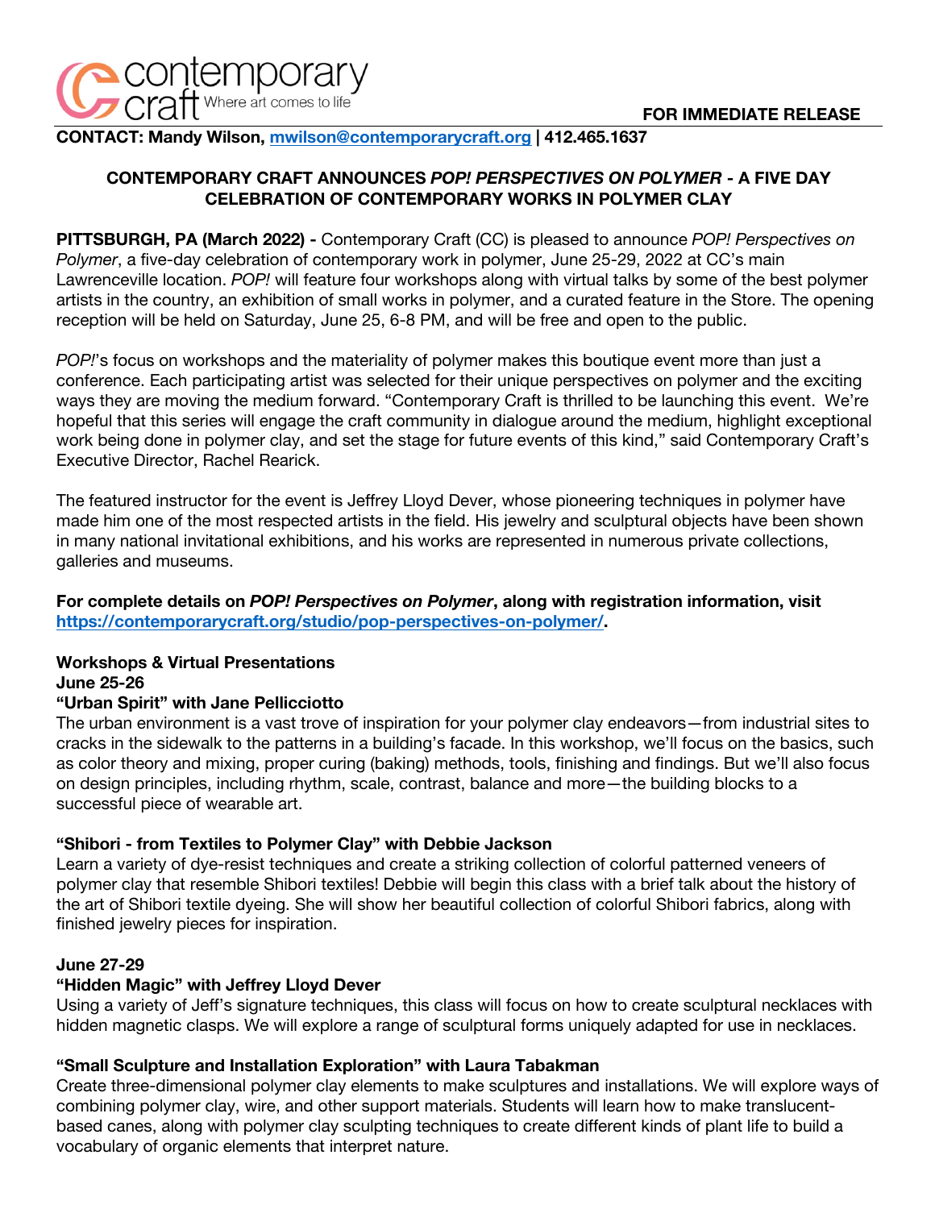contemporary craft Where art comes to life

**FOR IMMEDIATE RELEASE**

**CONTACT: Mandy Wilson, [mwilson@contemporarycraft.org](mailto:mwilson@contemporarycraft.org) | 412.465.1637**

## CONTEMPORARY CRAFT ANNOUNCES *POP! PERSPECTIVES ON POLYMER* - A FIVE DAY CELEBRATION OF CONTEMPORARY WORKS IN POLYMER CLAY

**PITTSBURGH, PA (March 2022) -** Contemporary Craft (CC) is pleased to announce *POP! Perspectives on Polymer*, a five-day celebration of contemporary work in polymer, June 25-29, 2022 at CC's main Lawrenceville location. *POP!* will feature four workshops along with virtual talks by some of the best polymer artists in the country, an exhibition of small works in polymer, and a curated feature in the Store. The opening reception will be held on Saturday, June 25, 6-8 PM, and will be free and open to the public.

*POP!*'s focus on workshops and the materiality of polymer makes this boutique event more than just a conference. Each participating artist was selected for their unique perspectives on polymer and the exciting ways they are moving the medium forward. "Contemporary Craft is thrilled to be launching this event. We're hopeful that this series will engage the craft community in dialogue around the medium, highlight exceptional work being done in polymer clay, and set the stage for future events of this kind," said Contemporary Craft's Executive Director, Rachel Rearick.

The featured instructor for the event is Jeffrey Lloyd Dever, whose pioneering techniques in polymer have made him one of the most respected artists in the field. His jewelry and sculptural objects have been shown in many national invitational exhibitions, and his works are represented in numerous private collections, galleries and museums.

**For complete details on *POP! Perspectives on Polymer*, along with registration information, visit [https://contemporarycraft.org/studio/pop-perspectives-on-polymer/](https://contemporarycraft.org/studio/pop-perspectives-on-polymer/).**

### Workshops & Virtual Presentations

**June 25-26**

**"Urban Spirit" with Jane Pellicciotto**

The urban environment is a vast trove of inspiration for your polymer clay endeavors—from industrial sites to cracks in the sidewalk to the patterns in a building's facade. In this workshop, we'll focus on the basics, such as color theory and mixing, proper curing (baking) methods, tools, finishing and findings. But we'll also focus on design principles, including rhythm, scale, contrast, balance and more—the building blocks to a successful piece of wearable art.

**"Shibori - from Textiles to Polymer Clay" with Debbie Jackson**

Learn a variety of dye-resist techniques and create a striking collection of colorful patterned veneers of polymer clay that resemble Shibori textiles! Debbie will begin this class with a brief talk about the history of the art of Shibori textile dyeing. She will show her beautiful collection of colorful Shibori fabrics, along with finished jewelry pieces for inspiration.

**June 27-29**

**"Hidden Magic" with Jeffrey Lloyd Dever**

Using a variety of Jeff's signature techniques, this class will focus on how to create sculptural necklaces with hidden magnetic clasps. We will explore a range of sculptural forms uniquely adapted for use in necklaces.

**"Small Sculpture and Installation Exploration" with Laura Tabakman**

Create three-dimensional polymer clay elements to make sculptures and installations. We will explore ways of combining polymer clay, wire, and other support materials. Students will learn how to make translucent-based canes, along with polymer clay sculpting techniques to create different kinds of plant life to build a vocabulary of organic elements that interpret nature.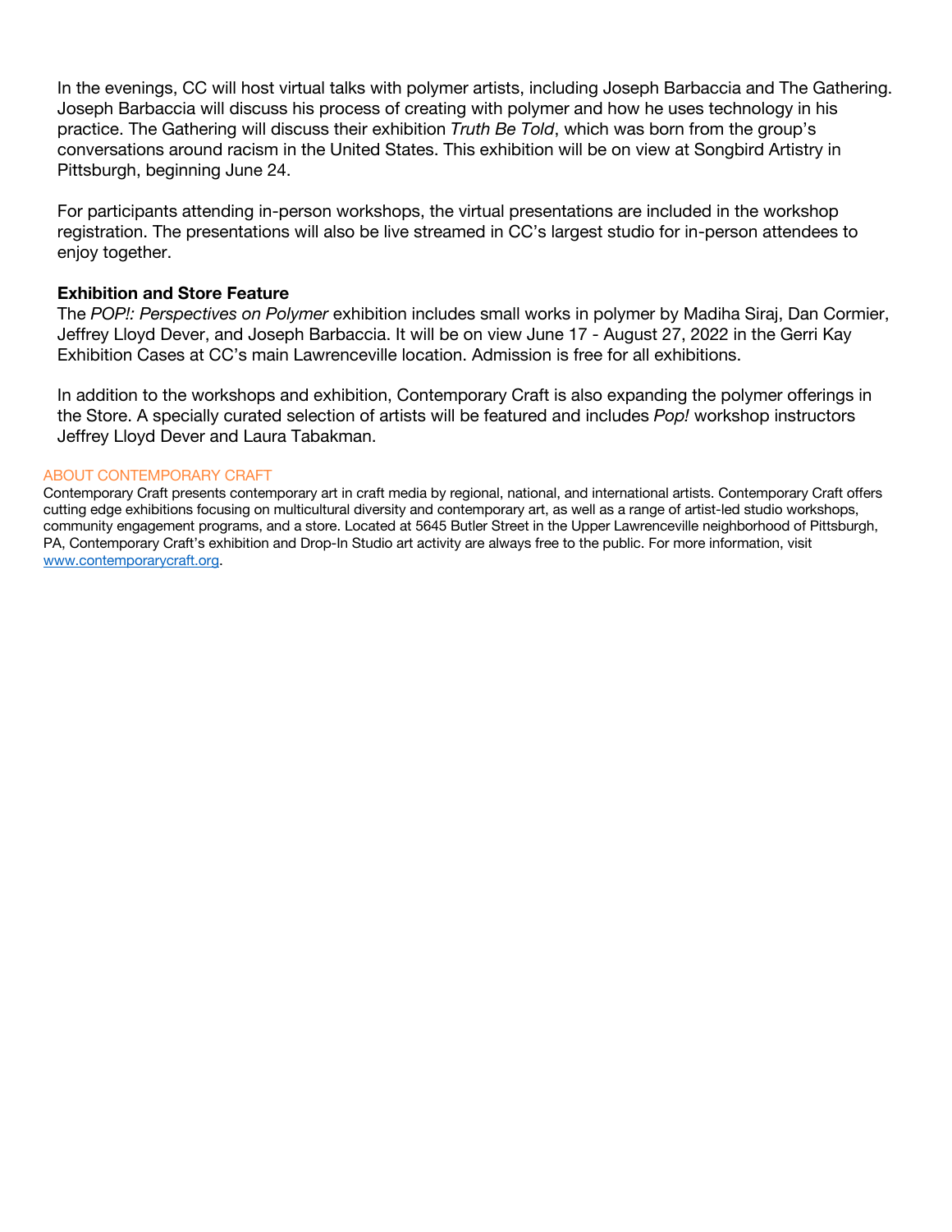In the evenings, CC will host virtual talks with polymer artists, including Joseph Barbaccia and The Gathering. Joseph Barbaccia will discuss his process of creating with polymer and how he uses technology in his practice. The Gathering will discuss their exhibition *Truth Be Told*, which was born from the group's conversations around racism in the United States. This exhibition will be on view at Songbird Artistry in Pittsburgh, beginning June 24.

For participants attending in-person workshops, the virtual presentations are included in the workshop registration. The presentations will also be live streamed in CC's largest studio for in-person attendees to enjoy together.

**Exhibition and Store Feature**

The *POP!: Perspectives on Polymer* exhibition includes small works in polymer by Madiha Siraj, Dan Cormier, Jeffrey Lloyd Dever, and Joseph Barbaccia. It will be on view June 17 - August 27, 2022 in the Gerri Kay Exhibition Cases at CC's main Lawrenceville location. Admission is free for all exhibitions.

In addition to the workshops and exhibition, Contemporary Craft is also expanding the polymer offerings in the Store. A specially curated selection of artists will be featured and includes *Pop!* workshop instructors Jeffrey Lloyd Dever and Laura Tabakman.

ABOUT CONTEMPORARY CRAFT

Contemporary Craft presents contemporary art in craft media by regional, national, and international artists. Contemporary Craft offers cutting edge exhibitions focusing on multicultural diversity and contemporary art, as well as a range of artist-led studio workshops, community engagement programs, and a store. Located at 5645 Butler Street in the Upper Lawrenceville neighborhood of Pittsburgh, PA, Contemporary Craft's exhibition and Drop-In Studio art activity are always free to the public. For more information, visit [www.contemporarycraft.org](http://www.contemporarycraft.org).